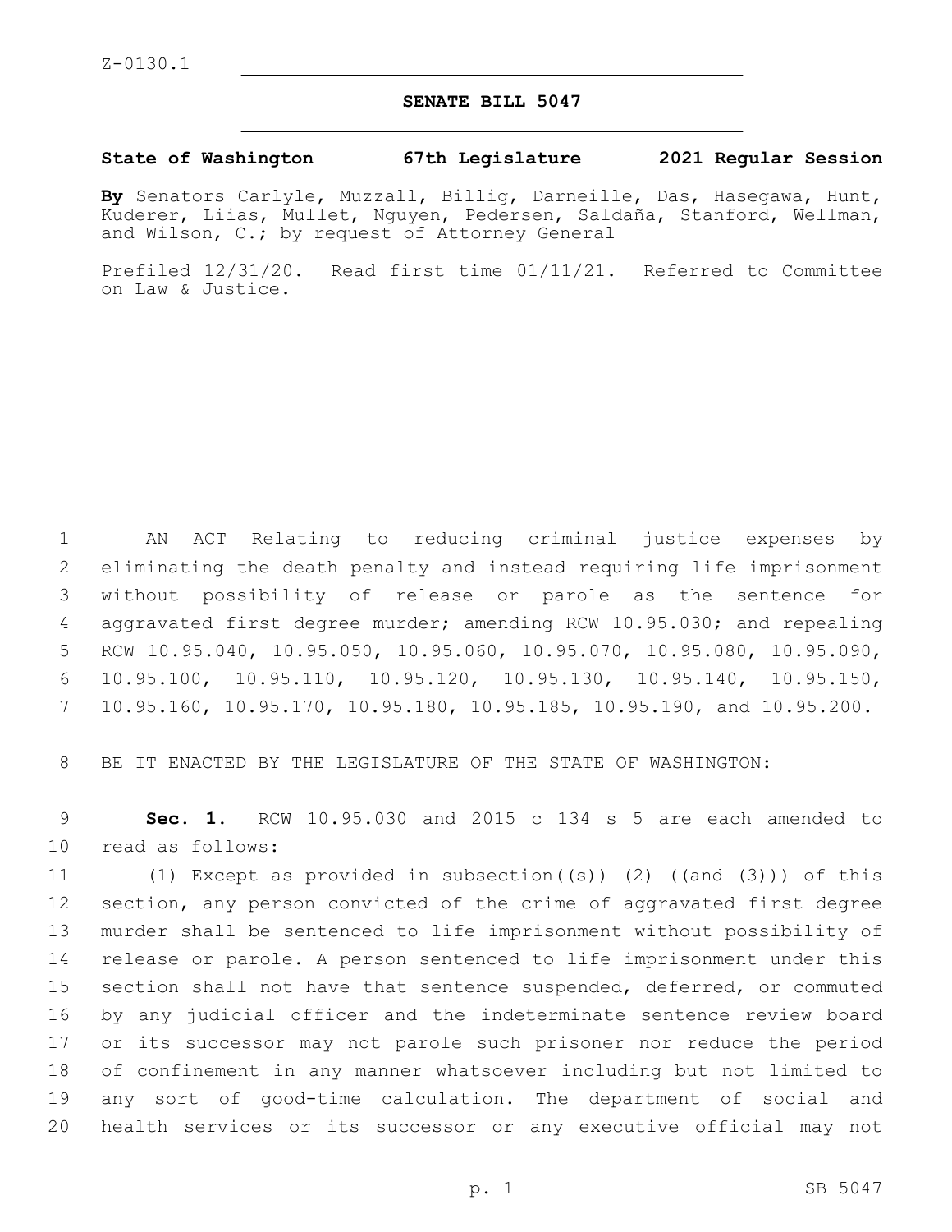Z-0130.1

# SENATE BILL 5047

**State of Washington 67th Legislature 2021 Regular Session**

**By** Senators Carlyle, Muzzall, Billig, Darneille, Das, Hasegawa, Hunt, Kuderer, Liias, Mullet, Nguyen, Pedersen, Saldaña, Stanford, Wellman, and Wilson, C.; by request of Attorney General

Prefiled 12/31/20. Read first time 01/11/21. Referred to Committee on Law & Justice.

1 AN ACT Relating to reducing criminal justice expenses by
2 eliminating the death penalty and instead requiring life imprisonment
3 without possibility of release or parole as the sentence for
4 aggravated first degree murder; amending RCW 10.95.030; and repealing
5 RCW 10.95.040, 10.95.050, 10.95.060, 10.95.070, 10.95.080, 10.95.090,
6 10.95.100, 10.95.110, 10.95.120, 10.95.130, 10.95.140, 10.95.150,
7 10.95.160, 10.95.170, 10.95.180, 10.95.185, 10.95.190, and 10.95.200.

8 BE IT ENACTED BY THE LEGISLATURE OF THE STATE OF WASHINGTON:

9 **Sec. 1.** RCW 10.95.030 and 2015 c 134 s 5 are each amended to
10 read as follows:

11 (1) Except as provided in subsection((~~s~~)) (2) ((~~and (3)~~)) of this
12 section, any person convicted of the crime of aggravated first degree
13 murder shall be sentenced to life imprisonment without possibility of
14 release or parole. A person sentenced to life imprisonment under this
15 section shall not have that sentence suspended, deferred, or commuted
16 by any judicial officer and the indeterminate sentence review board
17 or its successor may not parole such prisoner nor reduce the period
18 of confinement in any manner whatsoever including but not limited to
19 any sort of good-time calculation. The department of social and
20 health services or its successor or any executive official may not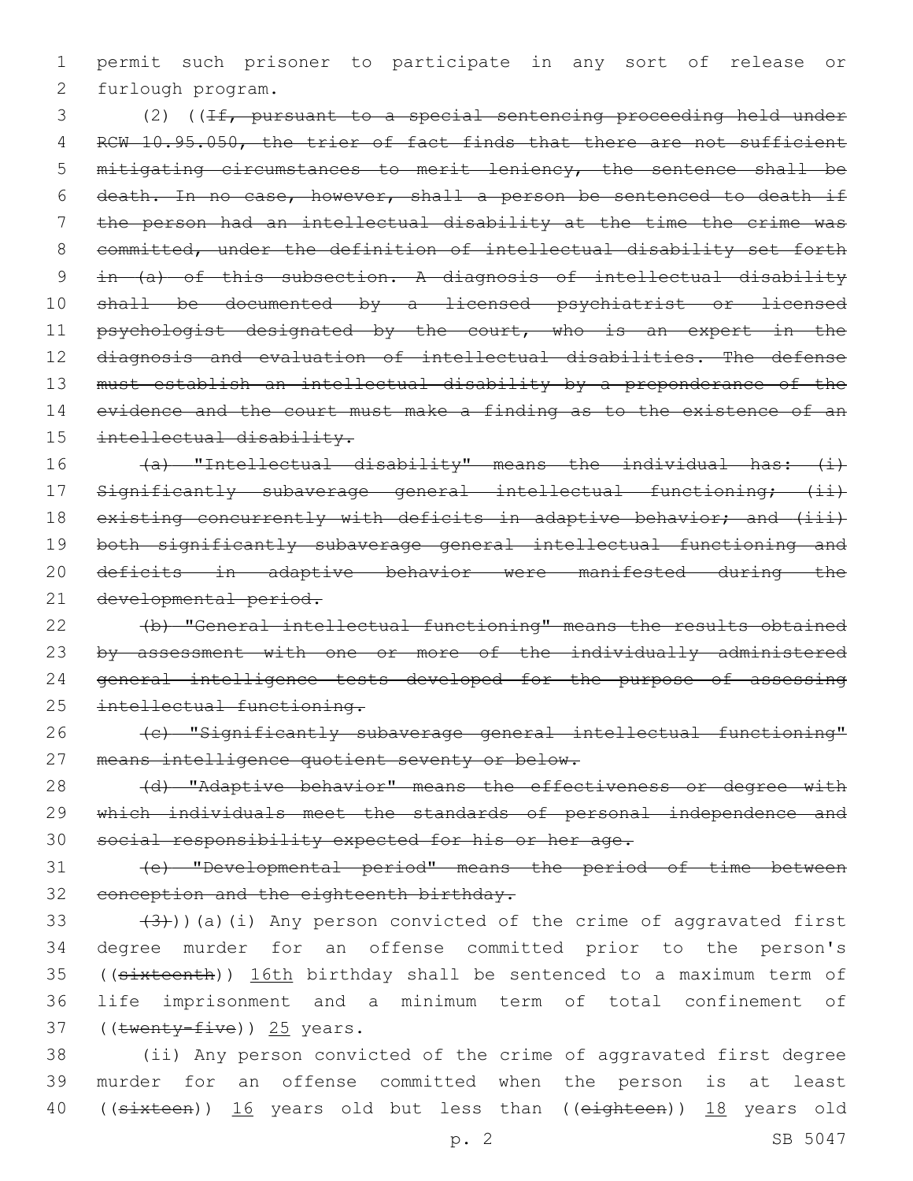permit such prisoner to participate in any sort of release or furlough program.

(2) ((~~If, pursuant to a special sentencing proceeding held under RCW 10.95.050, the trier of fact finds that there are not sufficient mitigating circumstances to merit leniency, the sentence shall be death. In no case, however, shall a person be sentenced to death if the person had an intellectual disability at the time the crime was committed, under the definition of intellectual disability set forth in (a) of this subsection. A diagnosis of intellectual disability shall be documented by a licensed psychiatrist or licensed psychologist designated by the court, who is an expert in the diagnosis and evaluation of intellectual disabilities. The defense must establish an intellectual disability by a preponderance of the evidence and the court must make a finding as to the existence of an intellectual disability.~~

~~(a) "Intellectual disability" means the individual has: (i) Significantly subaverage general intellectual functioning; (ii) existing concurrently with deficits in adaptive behavior; and (iii) both significantly subaverage general intellectual functioning and deficits in adaptive behavior were manifested during the developmental period.~~

~~(b) "General intellectual functioning" means the results obtained by assessment with one or more of the individually administered general intelligence tests developed for the purpose of assessing intellectual functioning.~~

~~(c) "Significantly subaverage general intellectual functioning" means intelligence quotient seventy or below.~~

~~(d) "Adaptive behavior" means the effectiveness or degree with which individuals meet the standards of personal independence and social responsibility expected for his or her age.~~

~~(e) "Developmental period" means the period of time between conception and the eighteenth birthday.~~

~~(3)~~))(a)(i) Any person convicted of the crime of aggravated first degree murder for an offense committed prior to the person's ((~~sixteenth~~)) <u>16th</u> birthday shall be sentenced to a maximum term of life imprisonment and a minimum term of total confinement of ((~~twenty-five~~)) <u>25</u> years.

(ii) Any person convicted of the crime of aggravated first degree murder for an offense committed when the person is at least ((~~sixteen~~)) <u>16</u> years old but less than ((~~eighteen~~)) <u>18</u> years old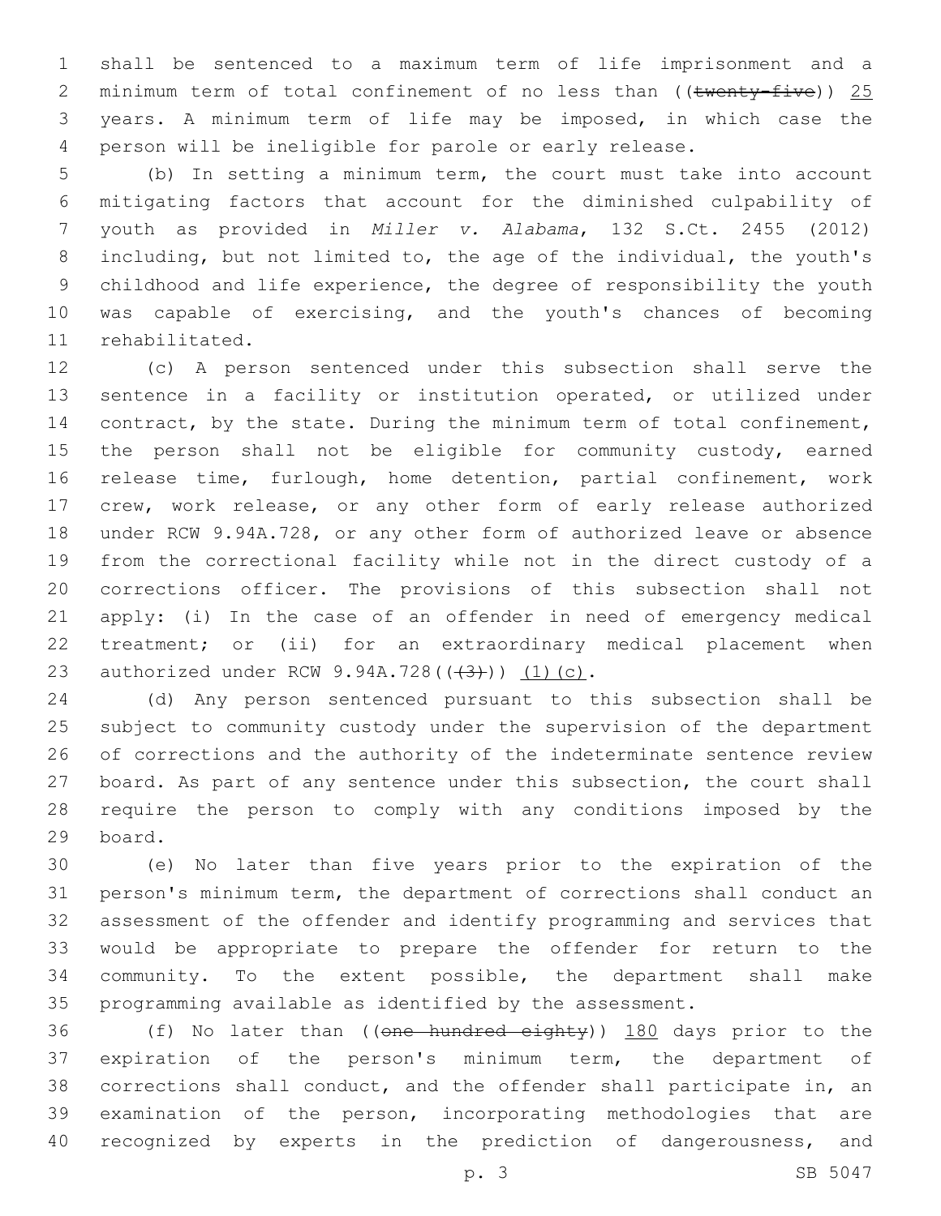shall be sentenced to a maximum term of life imprisonment and a minimum term of total confinement of no less than ((~~twenty-five~~)) 25 years. A minimum term of life may be imposed, in which case the person will be ineligible for parole or early release.

(b) In setting a minimum term, the court must take into account mitigating factors that account for the diminished culpability of youth as provided in *Miller v. Alabama*, 132 S.Ct. 2455 (2012) including, but not limited to, the age of the individual, the youth's childhood and life experience, the degree of responsibility the youth was capable of exercising, and the youth's chances of becoming rehabilitated.

(c) A person sentenced under this subsection shall serve the sentence in a facility or institution operated, or utilized under contract, by the state. During the minimum term of total confinement, the person shall not be eligible for community custody, earned release time, furlough, home detention, partial confinement, work crew, work release, or any other form of early release authorized under RCW 9.94A.728, or any other form of authorized leave or absence from the correctional facility while not in the direct custody of a corrections officer. The provisions of this subsection shall not apply: (i) In the case of an offender in need of emergency medical treatment; or (ii) for an extraordinary medical placement when authorized under RCW 9.94A.728((~~(3)~~)) (1)(c).

(d) Any person sentenced pursuant to this subsection shall be subject to community custody under the supervision of the department of corrections and the authority of the indeterminate sentence review board. As part of any sentence under this subsection, the court shall require the person to comply with any conditions imposed by the board.

(e) No later than five years prior to the expiration of the person's minimum term, the department of corrections shall conduct an assessment of the offender and identify programming and services that would be appropriate to prepare the offender for return to the community. To the extent possible, the department shall make programming available as identified by the assessment.

(f) No later than ((~~one hundred eighty~~)) 180 days prior to the expiration of the person's minimum term, the department of corrections shall conduct, and the offender shall participate in, an examination of the person, incorporating methodologies that are recognized by experts in the prediction of dangerousness, and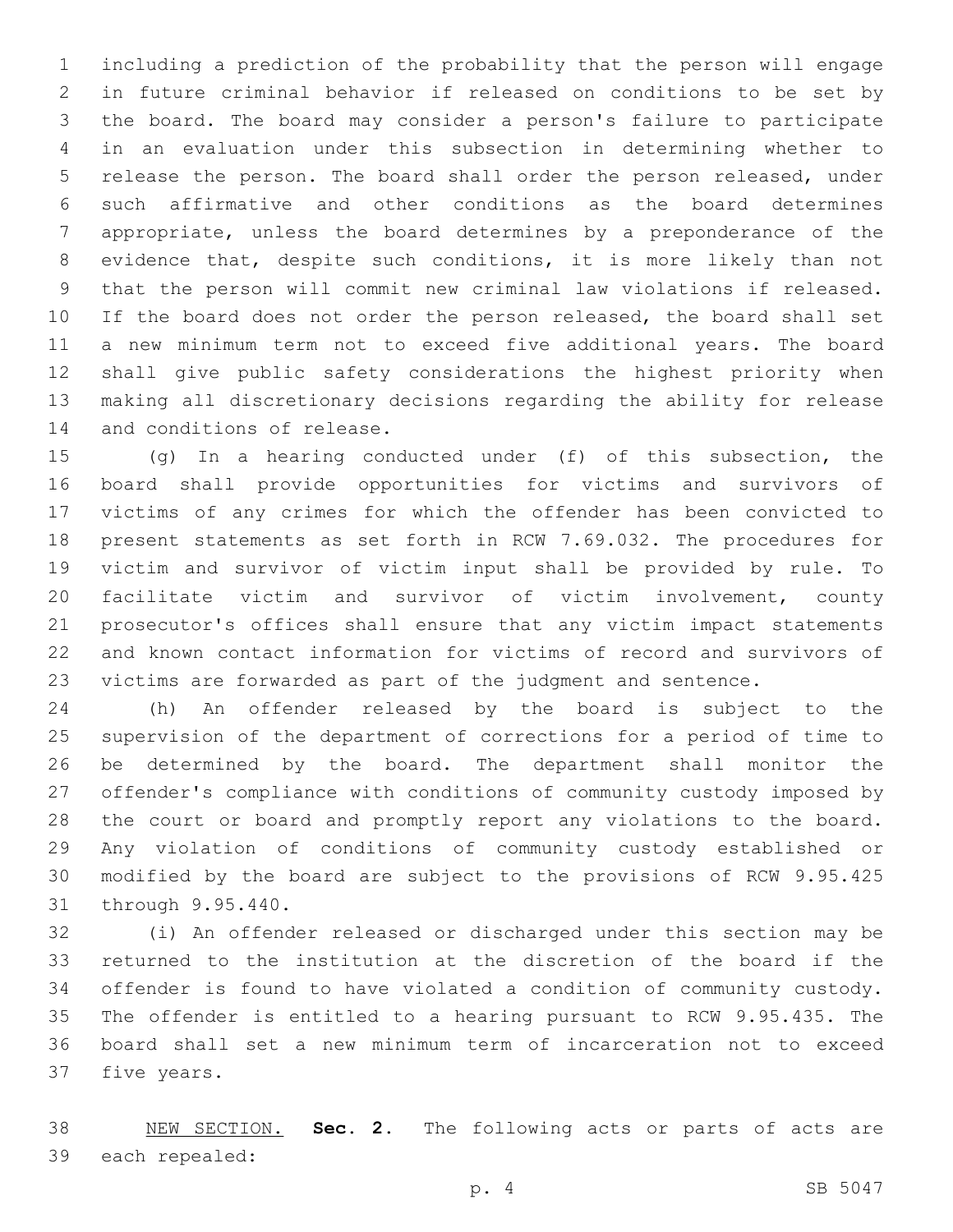including a prediction of the probability that the person will engage in future criminal behavior if released on conditions to be set by the board. The board may consider a person's failure to participate in an evaluation under this subsection in determining whether to release the person. The board shall order the person released, under such affirmative and other conditions as the board determines appropriate, unless the board determines by a preponderance of the evidence that, despite such conditions, it is more likely than not that the person will commit new criminal law violations if released. If the board does not order the person released, the board shall set a new minimum term not to exceed five additional years. The board shall give public safety considerations the highest priority when making all discretionary decisions regarding the ability for release and conditions of release.

(g) In a hearing conducted under (f) of this subsection, the board shall provide opportunities for victims and survivors of victims of any crimes for which the offender has been convicted to present statements as set forth in RCW 7.69.032. The procedures for victim and survivor of victim input shall be provided by rule. To facilitate victim and survivor of victim involvement, county prosecutor's offices shall ensure that any victim impact statements and known contact information for victims of record and survivors of victims are forwarded as part of the judgment and sentence.

(h) An offender released by the board is subject to the supervision of the department of corrections for a period of time to be determined by the board. The department shall monitor the offender's compliance with conditions of community custody imposed by the court or board and promptly report any violations to the board. Any violation of conditions of community custody established or modified by the board are subject to the provisions of RCW 9.95.425 through 9.95.440.

(i) An offender released or discharged under this section may be returned to the institution at the discretion of the board if the offender is found to have violated a condition of community custody. The offender is entitled to a hearing pursuant to RCW 9.95.435. The board shall set a new minimum term of incarceration not to exceed five years.

NEW SECTION. **Sec. 2.** The following acts or parts of acts are each repealed: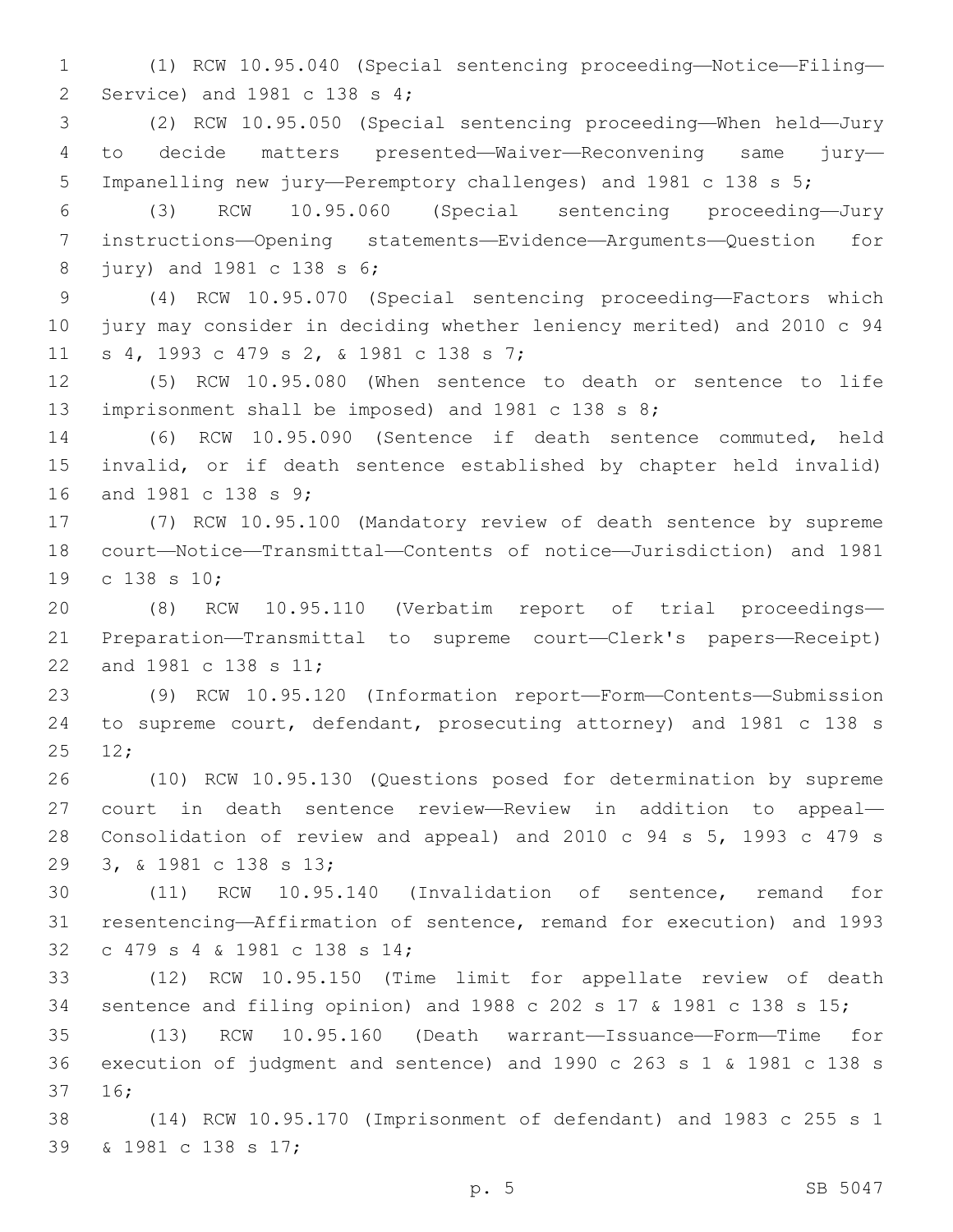(1) RCW 10.95.040 (Special sentencing proceeding—Notice—Filing—Service) and 1981 c 138 s 4;

(2) RCW 10.95.050 (Special sentencing proceeding—When held—Jury to decide matters presented—Waiver—Reconvening same jury—Impanelling new jury—Peremptory challenges) and 1981 c 138 s 5;

(3) RCW 10.95.060 (Special sentencing proceeding—Jury instructions—Opening statements—Evidence—Arguments—Question for jury) and 1981 c 138 s 6;

(4) RCW 10.95.070 (Special sentencing proceeding—Factors which jury may consider in deciding whether leniency merited) and 2010 c 94 s 4, 1993 c 479 s 2, & 1981 c 138 s 7;

(5) RCW 10.95.080 (When sentence to death or sentence to life imprisonment shall be imposed) and 1981 c 138 s 8;

(6) RCW 10.95.090 (Sentence if death sentence commuted, held invalid, or if death sentence established by chapter held invalid) and 1981 c 138 s 9;

(7) RCW 10.95.100 (Mandatory review of death sentence by supreme court—Notice—Transmittal—Contents of notice—Jurisdiction) and 1981 c 138 s 10;

(8) RCW 10.95.110 (Verbatim report of trial proceedings—Preparation—Transmittal to supreme court—Clerk's papers—Receipt) and 1981 c 138 s 11;

(9) RCW 10.95.120 (Information report—Form—Contents—Submission to supreme court, defendant, prosecuting attorney) and 1981 c 138 s 12;

(10) RCW 10.95.130 (Questions posed for determination by supreme court in death sentence review—Review in addition to appeal—Consolidation of review and appeal) and 2010 c 94 s 5, 1993 c 479 s 3, & 1981 c 138 s 13;

(11) RCW 10.95.140 (Invalidation of sentence, remand for resentencing—Affirmation of sentence, remand for execution) and 1993 c 479 s 4 & 1981 c 138 s 14;

(12) RCW 10.95.150 (Time limit for appellate review of death sentence and filing opinion) and 1988 c 202 s 17 & 1981 c 138 s 15;

(13) RCW 10.95.160 (Death warrant—Issuance—Form—Time for execution of judgment and sentence) and 1990 c 263 s 1 & 1981 c 138 s 16;

(14) RCW 10.95.170 (Imprisonment of defendant) and 1983 c 255 s 1 & 1981 c 138 s 17;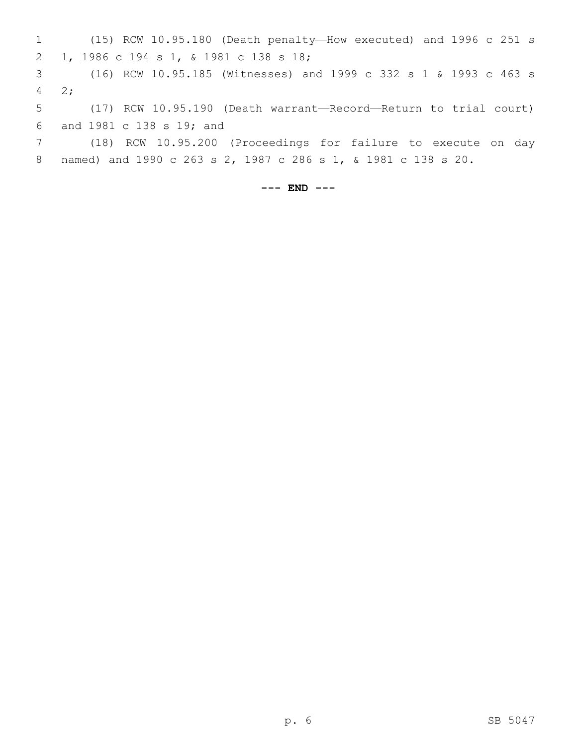(15) RCW 10.95.180 (Death penalty—How executed) and 1996 c 251 s 1, 1986 c 194 s 1, & 1981 c 138 s 18;

(16) RCW 10.95.185 (Witnesses) and 1999 c 332 s 1 & 1993 c 463 s 2;

(17) RCW 10.95.190 (Death warrant—Record—Return to trial court) and 1981 c 138 s 19; and

(18) RCW 10.95.200 (Proceedings for failure to execute on day named) and 1990 c 263 s 2, 1987 c 286 s 1, & 1981 c 138 s 20.

**--- END ---**